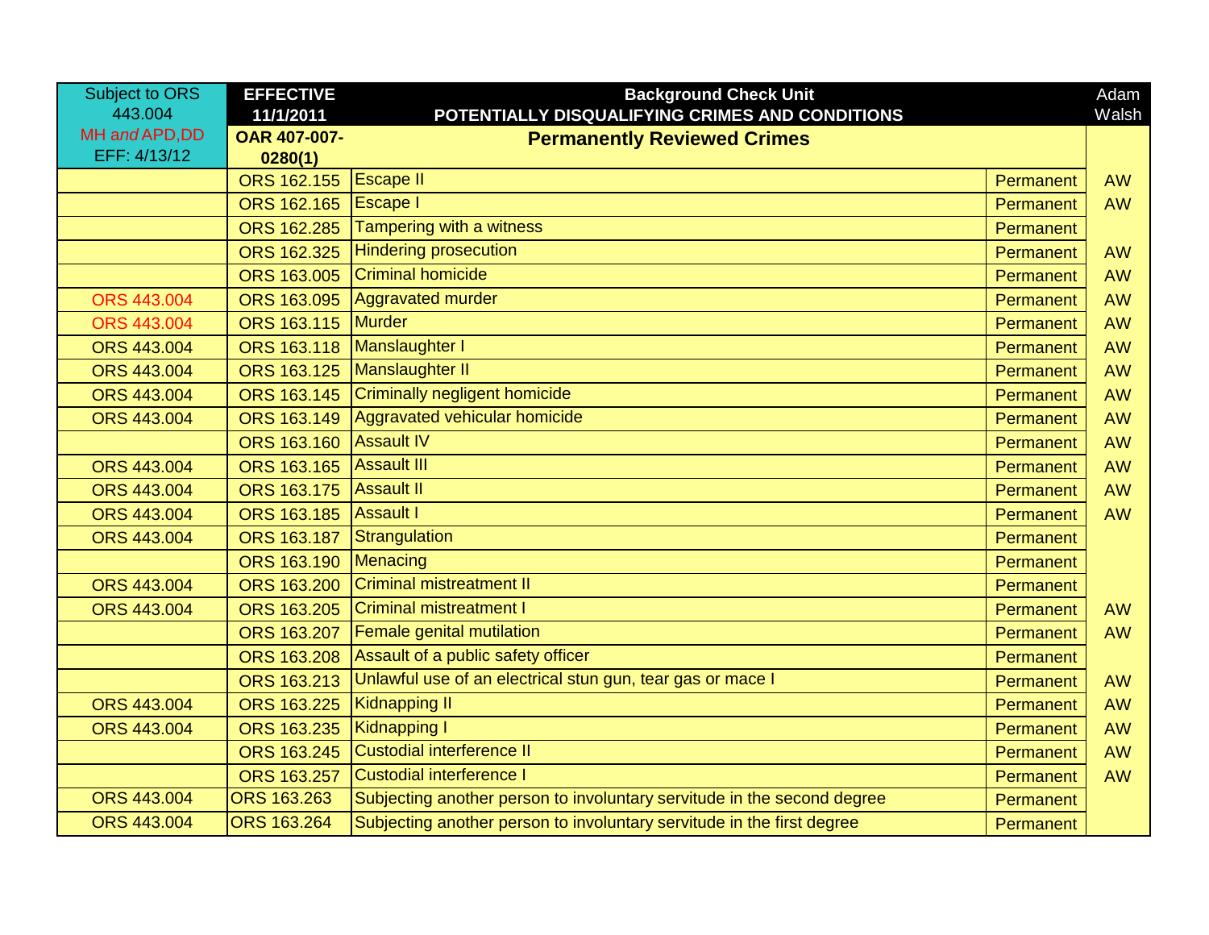| Subject to ORS 443.004 MH and APD,DD EFF: 4/13/12 | EFFECTIVE 11/1/2011 OAR 407-007-0280(1) | Background Check Unit POTENTIALLY DISQUALIFYING CRIMES AND CONDITIONS Permanently Reviewed Crimes | | Adam Walsh |
|---|---|---|---|---|
| | ORS 162.155 | Escape II | Permanent | AW |
| | ORS 162.165 | Escape I | Permanent | AW |
| | ORS 162.285 | Tampering with a witness | Permanent | |
| | ORS 162.325 | Hindering prosecution | Permanent | AW |
| | ORS 163.005 | Criminal homicide | Permanent | AW |
| ORS 443.004 | ORS 163.095 | Aggravated murder | Permanent | AW |
| ORS 443.004 | ORS 163.115 | Murder | Permanent | AW |
| ORS 443.004 | ORS 163.118 | Manslaughter I | Permanent | AW |
| ORS 443.004 | ORS 163.125 | Manslaughter II | Permanent | AW |
| ORS 443.004 | ORS 163.145 | Criminally negligent homicide | Permanent | AW |
| ORS 443.004 | ORS 163.149 | Aggravated vehicular homicide | Permanent | AW |
| | ORS 163.160 | Assault IV | Permanent | AW |
| ORS 443.004 | ORS 163.165 | Assault III | Permanent | AW |
| ORS 443.004 | ORS 163.175 | Assault II | Permanent | AW |
| ORS 443.004 | ORS 163.185 | Assault I | Permanent | AW |
| ORS 443.004 | ORS 163.187 | Strangulation | Permanent | |
| | ORS 163.190 | Menacing | Permanent | |
| ORS 443.004 | ORS 163.200 | Criminal mistreatment II | Permanent | |
| ORS 443.004 | ORS 163.205 | Criminal mistreatment I | Permanent | AW |
| | ORS 163.207 | Female genital mutilation | Permanent | AW |
| | ORS 163.208 | Assault of a public safety officer | Permanent | |
| | ORS 163.213 | Unlawful use of an electrical stun gun, tear gas or mace I | Permanent | AW |
| ORS 443.004 | ORS 163.225 | Kidnapping II | Permanent | AW |
| ORS 443.004 | ORS 163.235 | Kidnapping I | Permanent | AW |
| | ORS 163.245 | Custodial interference II | Permanent | AW |
| | ORS 163.257 | Custodial interference I | Permanent | AW |
| ORS 443.004 | ORS 163.263 | Subjecting another person to involuntary servitude in the second degree | Permanent | |
| ORS 443.004 | ORS 163.264 | Subjecting another person to involuntary servitude in the first degree | Permanent | |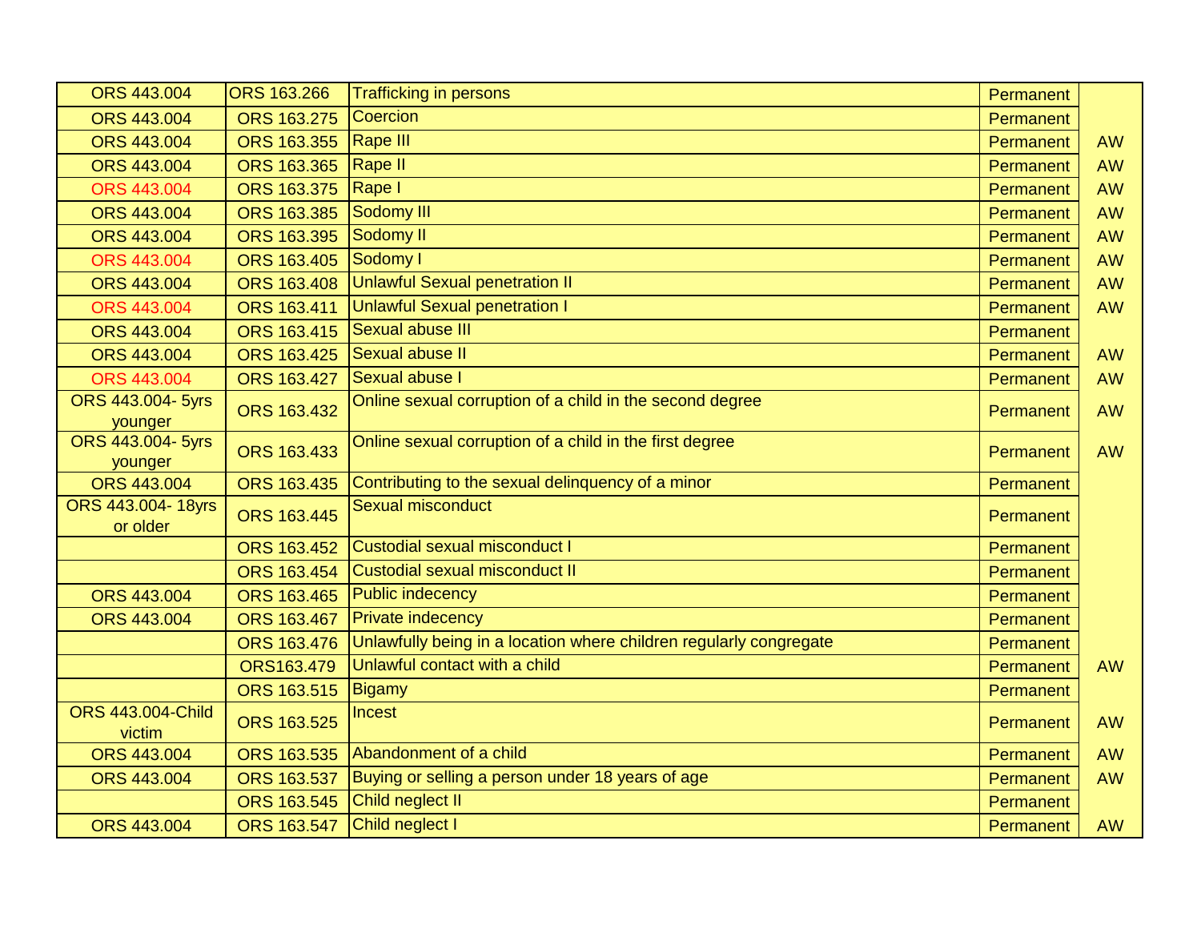| | | | | |
|---|---|---|---|---|
| ORS 443.004 | ORS 163.266 | Trafficking in persons | Permanent | |
| ORS 443.004 | ORS 163.275 | Coercion | Permanent | |
| ORS 443.004 | ORS 163.355 | Rape III | Permanent | AW |
| ORS 443.004 | ORS 163.365 | Rape II | Permanent | AW |
| ORS 443.004 | ORS 163.375 | Rape I | Permanent | AW |
| ORS 443.004 | ORS 163.385 | Sodomy III | Permanent | AW |
| ORS 443.004 | ORS 163.395 | Sodomy II | Permanent | AW |
| ORS 443.004 | ORS 163.405 | Sodomy I | Permanent | AW |
| ORS 443.004 | ORS 163.408 | Unlawful Sexual penetration II | Permanent | AW |
| ORS 443.004 | ORS 163.411 | Unlawful Sexual penetration I | Permanent | AW |
| ORS 443.004 | ORS 163.415 | Sexual abuse III | Permanent | |
| ORS 443.004 | ORS 163.425 | Sexual abuse II | Permanent | AW |
| ORS 443.004 | ORS 163.427 | Sexual abuse I | Permanent | AW |
| ORS 443.004- 5yrs younger | ORS 163.432 | Online sexual corruption of a child in the second degree | Permanent | AW |
| ORS 443.004- 5yrs younger | ORS 163.433 | Online sexual corruption of a child in the first degree | Permanent | AW |
| ORS 443.004 | ORS 163.435 | Contributing to the sexual delinquency of a minor | Permanent | |
| ORS 443.004- 18yrs or older | ORS 163.445 | Sexual misconduct | Permanent | |
| | ORS 163.452 | Custodial sexual misconduct I | Permanent | |
| | ORS 163.454 | Custodial sexual misconduct II | Permanent | |
| ORS 443.004 | ORS 163.465 | Public indecency | Permanent | |
| ORS 443.004 | ORS 163.467 | Private indecency | Permanent | |
| | ORS 163.476 | Unlawfully being in a location where children regularly congregate | Permanent | |
| | ORS163.479 | Unlawful contact with a child | Permanent | AW |
| | ORS 163.515 | Bigamy | Permanent | |
| ORS 443.004-Child victim | ORS 163.525 | Incest | Permanent | AW |
| ORS 443.004 | ORS 163.535 | Abandonment of a child | Permanent | AW |
| ORS 443.004 | ORS 163.537 | Buying or selling a person under 18 years of age | Permanent | AW |
| | ORS 163.545 | Child neglect II | Permanent | |
| ORS 443.004 | ORS 163.547 | Child neglect I | Permanent | AW |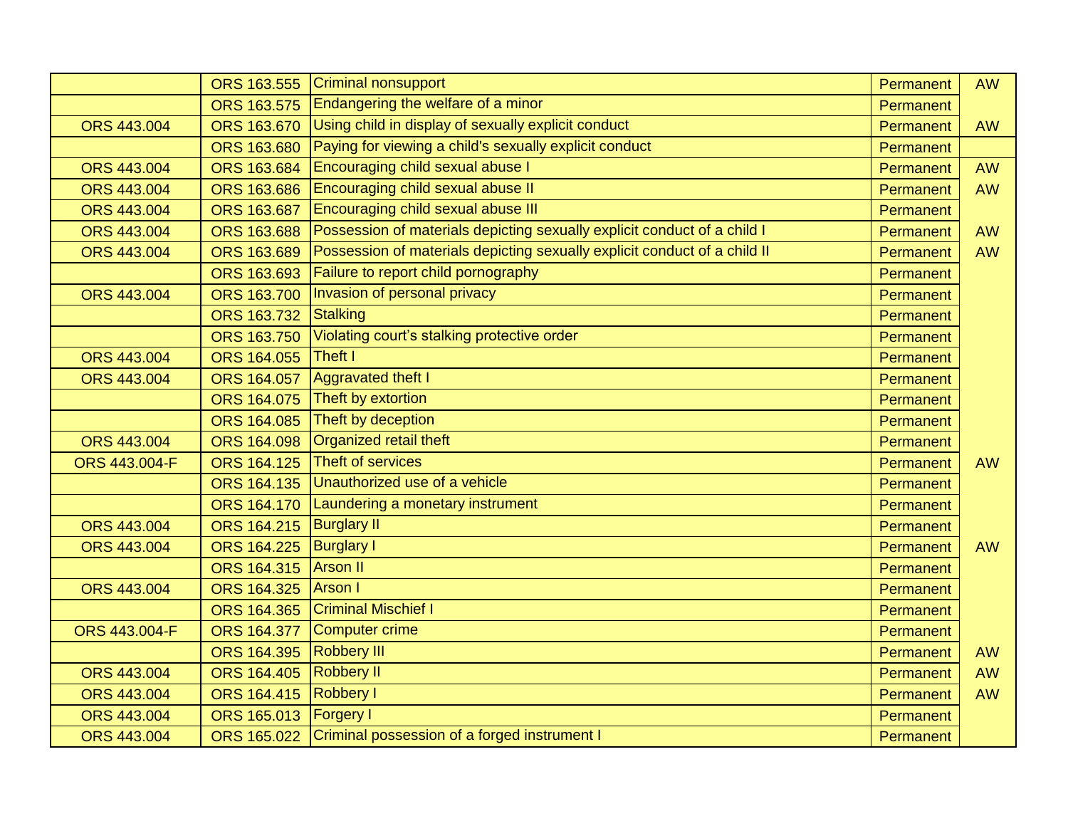| | | | | |
|---|---|---|---|---|
| | ORS 163.555 | Criminal nonsupport | Permanent | AW |
| | ORS 163.575 | Endangering the welfare of a minor | Permanent | |
| ORS 443.004 | ORS 163.670 | Using child in display of sexually explicit conduct | Permanent | AW |
| | ORS 163.680 | Paying for viewing a child's sexually explicit conduct | Permanent | |
| ORS 443.004 | ORS 163.684 | Encouraging child sexual abuse I | Permanent | AW |
| ORS 443.004 | ORS 163.686 | Encouraging child sexual abuse II | Permanent | AW |
| ORS 443.004 | ORS 163.687 | Encouraging child sexual abuse III | Permanent | |
| ORS 443.004 | ORS 163.688 | Possession of materials depicting sexually explicit conduct of a child I | Permanent | AW |
| ORS 443.004 | ORS 163.689 | Possession of materials depicting sexually explicit conduct of a child II | Permanent | AW |
| | ORS 163.693 | Failure to report child pornography | Permanent | |
| ORS 443.004 | ORS 163.700 | Invasion of personal privacy | Permanent | |
| | ORS 163.732 | Stalking | Permanent | |
| | ORS 163.750 | Violating court's stalking protective order | Permanent | |
| ORS 443.004 | ORS 164.055 | Theft I | Permanent | |
| ORS 443.004 | ORS 164.057 | Aggravated theft I | Permanent | |
| | ORS 164.075 | Theft by extortion | Permanent | |
| | ORS 164.085 | Theft by deception | Permanent | |
| ORS 443.004 | ORS 164.098 | Organized retail theft | Permanent | |
| ORS 443.004-F | ORS 164.125 | Theft of services | Permanent | AW |
| | ORS 164.135 | Unauthorized use of a vehicle | Permanent | |
| | ORS 164.170 | Laundering a monetary instrument | Permanent | |
| ORS 443.004 | ORS 164.215 | Burglary II | Permanent | |
| ORS 443.004 | ORS 164.225 | Burglary I | Permanent | AW |
| | ORS 164.315 | Arson II | Permanent | |
| ORS 443.004 | ORS 164.325 | Arson I | Permanent | |
| | ORS 164.365 | Criminal Mischief I | Permanent | |
| ORS 443.004-F | ORS 164.377 | Computer crime | Permanent | |
| | ORS 164.395 | Robbery III | Permanent | AW |
| ORS 443.004 | ORS 164.405 | Robbery II | Permanent | AW |
| ORS 443.004 | ORS 164.415 | Robbery I | Permanent | AW |
| ORS 443.004 | ORS 165.013 | Forgery I | Permanent | |
| ORS 443.004 | ORS 165.022 | Criminal possession of a forged instrument I | Permanent | |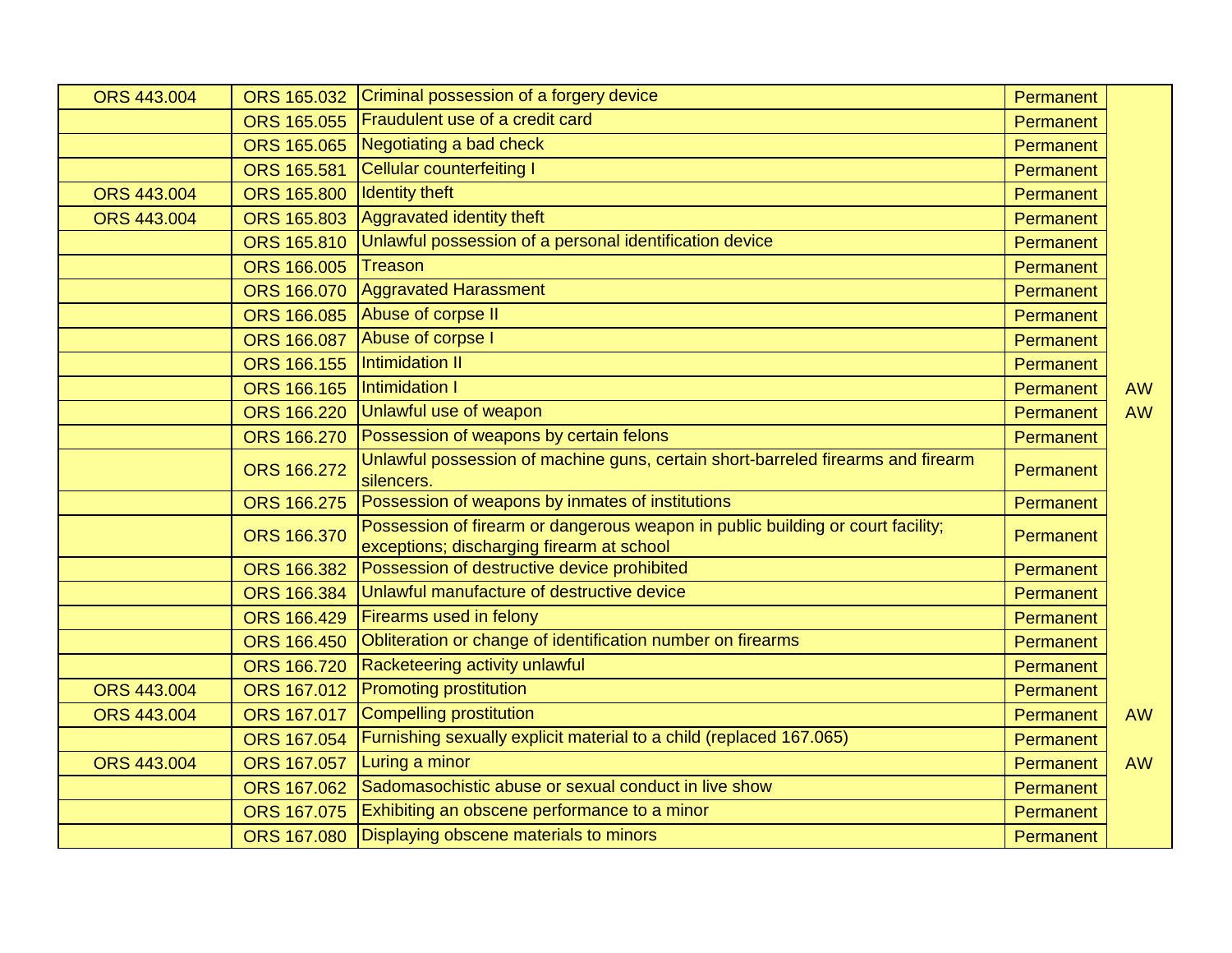| | | | | |
|---|---|---|---|---|
| ORS 443.004 | ORS 165.032 | Criminal possession of a forgery device | Permanent | |
| | ORS 165.055 | Fraudulent use of a credit card | Permanent | |
| | ORS 165.065 | Negotiating a bad check | Permanent | |
| | ORS 165.581 | Cellular counterfeiting I | Permanent | |
| ORS 443.004 | ORS 165.800 | Identity theft | Permanent | |
| ORS 443.004 | ORS 165.803 | Aggravated identity theft | Permanent | |
| | ORS 165.810 | Unlawful possession of a personal identification device | Permanent | |
| | ORS 166.005 | Treason | Permanent | |
| | ORS 166.070 | Aggravated Harassment | Permanent | |
| | ORS 166.085 | Abuse of corpse II | Permanent | |
| | ORS 166.087 | Abuse of corpse I | Permanent | |
| | ORS 166.155 | Intimidation II | Permanent | |
| | ORS 166.165 | Intimidation I | Permanent | AW |
| | ORS 166.220 | Unlawful use of weapon | Permanent | AW |
| | ORS 166.270 | Possession of weapons by certain felons | Permanent | |
| | ORS 166.272 | Unlawful possession of machine guns, certain short-barreled firearms and firearm silencers. | Permanent | |
| | ORS 166.275 | Possession of weapons by inmates of institutions | Permanent | |
| | ORS 166.370 | Possession of firearm or dangerous weapon in public building or court facility; exceptions; discharging firearm at school | Permanent | |
| | ORS 166.382 | Possession of destructive device prohibited | Permanent | |
| | ORS 166.384 | Unlawful manufacture of destructive device | Permanent | |
| | ORS 166.429 | Firearms used in felony | Permanent | |
| | ORS 166.450 | Obliteration or change of identification number on firearms | Permanent | |
| | ORS 166.720 | Racketeering activity unlawful | Permanent | |
| ORS 443.004 | ORS 167.012 | Promoting prostitution | Permanent | |
| ORS 443.004 | ORS 167.017 | Compelling prostitution | Permanent | AW |
| | ORS 167.054 | Furnishing sexually explicit material to a child (replaced 167.065) | Permanent | |
| ORS 443.004 | ORS 167.057 | Luring a minor | Permanent | AW |
| | ORS 167.062 | Sadomasochistic abuse or sexual conduct in live show | Permanent | |
| | ORS 167.075 | Exhibiting an obscene performance to a minor | Permanent | |
| | ORS 167.080 | Displaying obscene materials to minors | Permanent | |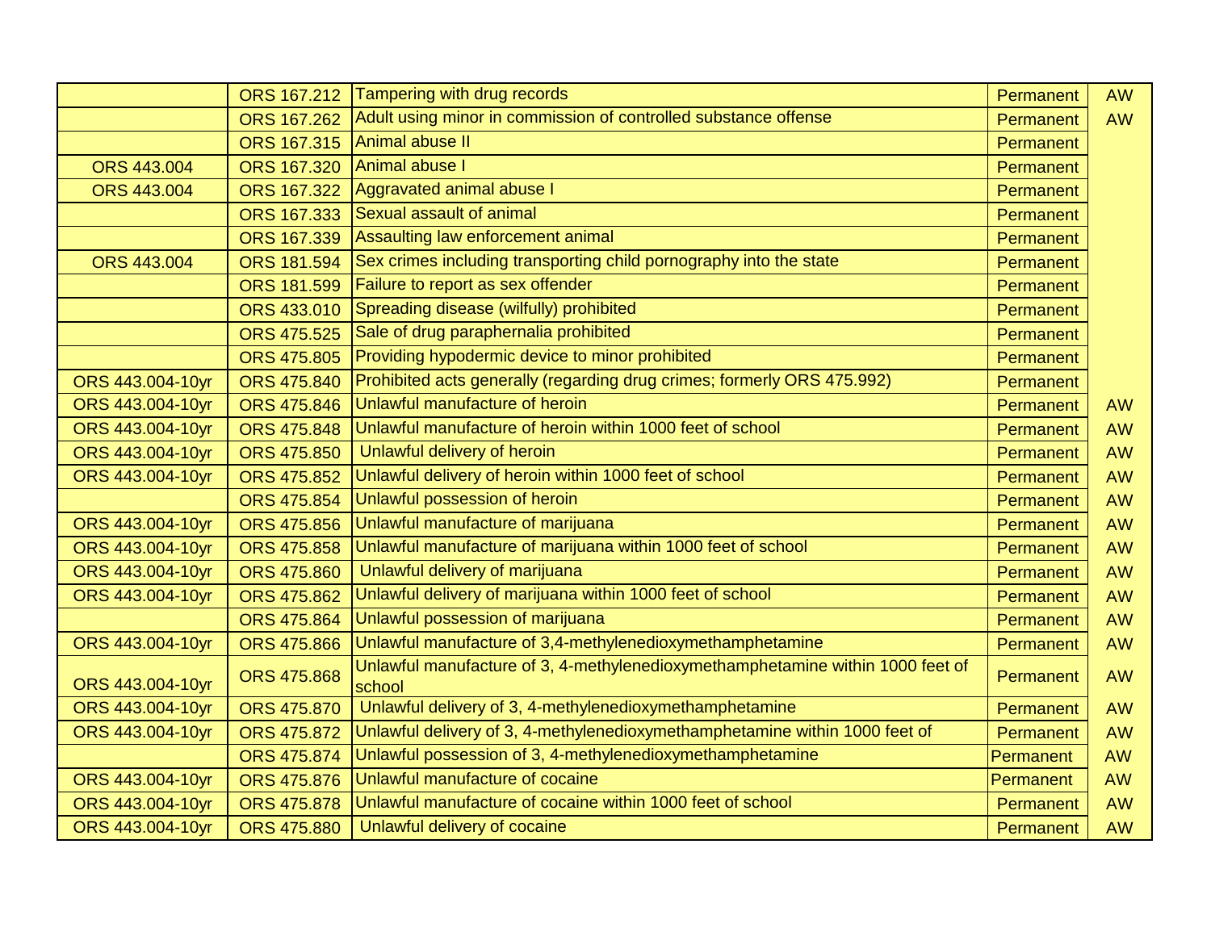| | | | | |
|---|---|---|---|---|
| | ORS 167.212 | Tampering with drug records | Permanent | AW |
| | ORS 167.262 | Adult using minor in commission of controlled substance offense | Permanent | AW |
| | ORS 167.315 | Animal abuse II | Permanent | |
| ORS 443.004 | ORS 167.320 | Animal abuse I | Permanent | |
| ORS 443.004 | ORS 167.322 | Aggravated animal abuse I | Permanent | |
| | ORS 167.333 | Sexual assault of animal | Permanent | |
| | ORS 167.339 | Assaulting law enforcement animal | Permanent | |
| ORS 443.004 | ORS 181.594 | Sex crimes including transporting child pornography into the state | Permanent | |
| | ORS 181.599 | Failure to report as sex offender | Permanent | |
| | ORS 433.010 | Spreading disease (wilfully) prohibited | Permanent | |
| | ORS 475.525 | Sale of drug paraphernalia prohibited | Permanent | |
| | ORS 475.805 | Providing hypodermic device to minor prohibited | Permanent | |
| ORS 443.004-10yr | ORS 475.840 | Prohibited acts generally (regarding drug crimes; formerly ORS 475.992) | Permanent | |
| ORS 443.004-10yr | ORS 475.846 | Unlawful manufacture of heroin | Permanent | AW |
| ORS 443.004-10yr | ORS 475.848 | Unlawful manufacture of heroin within 1000 feet of school | Permanent | AW |
| ORS 443.004-10yr | ORS 475.850 | Unlawful delivery of heroin | Permanent | AW |
| ORS 443.004-10yr | ORS 475.852 | Unlawful delivery of heroin within 1000 feet of school | Permanent | AW |
| | ORS 475.854 | Unlawful possession of heroin | Permanent | AW |
| ORS 443.004-10yr | ORS 475.856 | Unlawful manufacture of marijuana | Permanent | AW |
| ORS 443.004-10yr | ORS 475.858 | Unlawful manufacture of marijuana within 1000 feet of school | Permanent | AW |
| ORS 443.004-10yr | ORS 475.860 | Unlawful delivery of marijuana | Permanent | AW |
| ORS 443.004-10yr | ORS 475.862 | Unlawful delivery of marijuana within 1000 feet of school | Permanent | AW |
| | ORS 475.864 | Unlawful possession of marijuana | Permanent | AW |
| ORS 443.004-10yr | ORS 475.866 | Unlawful manufacture of 3,4-methylenedioxymethamphetamine | Permanent | AW |
| ORS 443.004-10yr | ORS 475.868 | Unlawful manufacture of 3, 4-methylenedioxymethamphetamine within 1000 feet of school | Permanent | AW |
| ORS 443.004-10yr | ORS 475.870 | Unlawful delivery of 3, 4-methylenedioxymethamphetamine | Permanent | AW |
| ORS 443.004-10yr | ORS 475.872 | Unlawful delivery of 3, 4-methylenedioxymethamphetamine within 1000 feet of | Permanent | AW |
| | ORS 475.874 | Unlawful possession of 3, 4-methylenedioxymethamphetamine | Permanent | AW |
| ORS 443.004-10yr | ORS 475.876 | Unlawful manufacture of cocaine | Permanent | AW |
| ORS 443.004-10yr | ORS 475.878 | Unlawful manufacture of cocaine within 1000 feet of school | Permanent | AW |
| ORS 443.004-10yr | ORS 475.880 | Unlawful delivery of cocaine | Permanent | AW |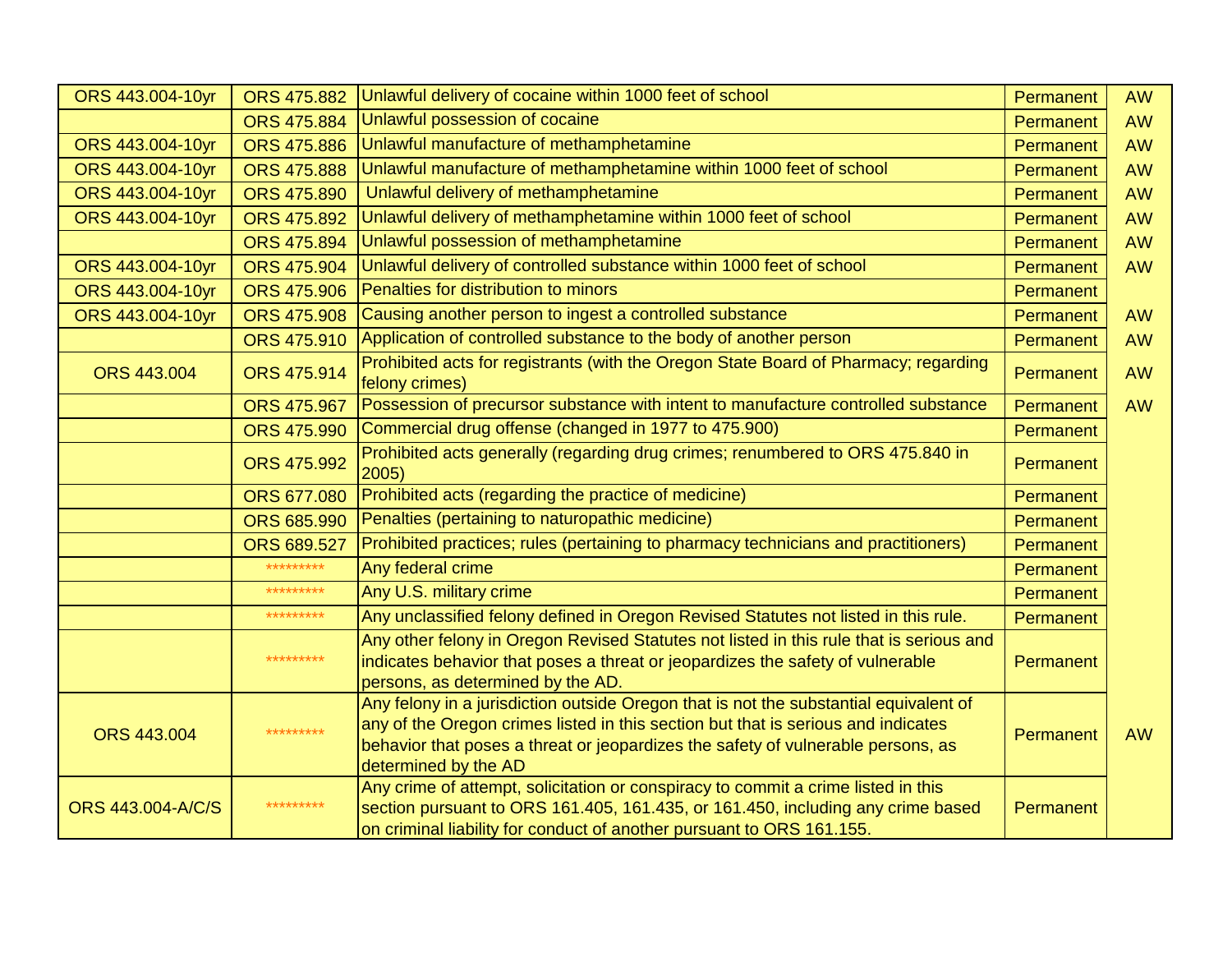| | | | | |
|---|---|---|---|---|
| ORS 443.004-10yr | ORS 475.882 | Unlawful delivery of cocaine within 1000 feet of school | Permanent | AW |
| | ORS 475.884 | Unlawful possession of cocaine | Permanent | AW |
| ORS 443.004-10yr | ORS 475.886 | Unlawful manufacture of methamphetamine | Permanent | AW |
| ORS 443.004-10yr | ORS 475.888 | Unlawful manufacture of methamphetamine within 1000 feet of school | Permanent | AW |
| ORS 443.004-10yr | ORS 475.890 | Unlawful delivery of methamphetamine | Permanent | AW |
| ORS 443.004-10yr | ORS 475.892 | Unlawful delivery of methamphetamine within 1000 feet of school | Permanent | AW |
| | ORS 475.894 | Unlawful possession of methamphetamine | Permanent | AW |
| ORS 443.004-10yr | ORS 475.904 | Unlawful delivery of controlled substance within 1000 feet of school | Permanent | AW |
| ORS 443.004-10yr | ORS 475.906 | Penalties for distribution to minors | Permanent | |
| ORS 443.004-10yr | ORS 475.908 | Causing another person to ingest a controlled substance | Permanent | AW |
| | ORS 475.910 | Application of controlled substance to the body of another person | Permanent | AW |
| ORS 443.004 | ORS 475.914 | Prohibited acts for registrants (with the Oregon State Board of Pharmacy; regarding felony crimes) | Permanent | AW |
| | ORS 475.967 | Possession of precursor substance with intent to manufacture controlled substance | Permanent | AW |
| | ORS 475.990 | Commercial drug offense (changed in 1977 to 475.900) | Permanent | |
| | ORS 475.992 | Prohibited acts generally (regarding drug crimes; renumbered to ORS 475.840 in 2005) | Permanent | |
| | ORS 677.080 | Prohibited acts (regarding the practice of medicine) | Permanent | |
| | ORS 685.990 | Penalties (pertaining to naturopathic medicine) | Permanent | |
| | ORS 689.527 | Prohibited practices; rules (pertaining to pharmacy technicians and practitioners) | Permanent | |
| | ********* | Any federal crime | Permanent | |
| | ********* | Any U.S. military crime | Permanent | |
| | ********* | Any unclassified felony defined in Oregon Revised Statutes not listed in this rule. | Permanent | |
| | ********* | Any other felony in Oregon Revised Statutes not listed in this rule that is serious and indicates behavior that poses a threat or jeopardizes the safety of vulnerable persons, as determined by the AD. | Permanent | |
| ORS 443.004 | ********* | Any felony in a jurisdiction outside Oregon that is not the substantial equivalent of any of the Oregon crimes listed in this section but that is serious and indicates behavior that poses a threat or jeopardizes the safety of vulnerable persons, as determined by the AD | Permanent | AW |
| ORS 443.004-A/C/S | ********* | Any crime of attempt, solicitation or conspiracy to commit a crime listed in this section pursuant to ORS 161.405, 161.435, or 161.450, including any crime based on criminal liability for conduct of another pursuant to ORS 161.155. | Permanent | |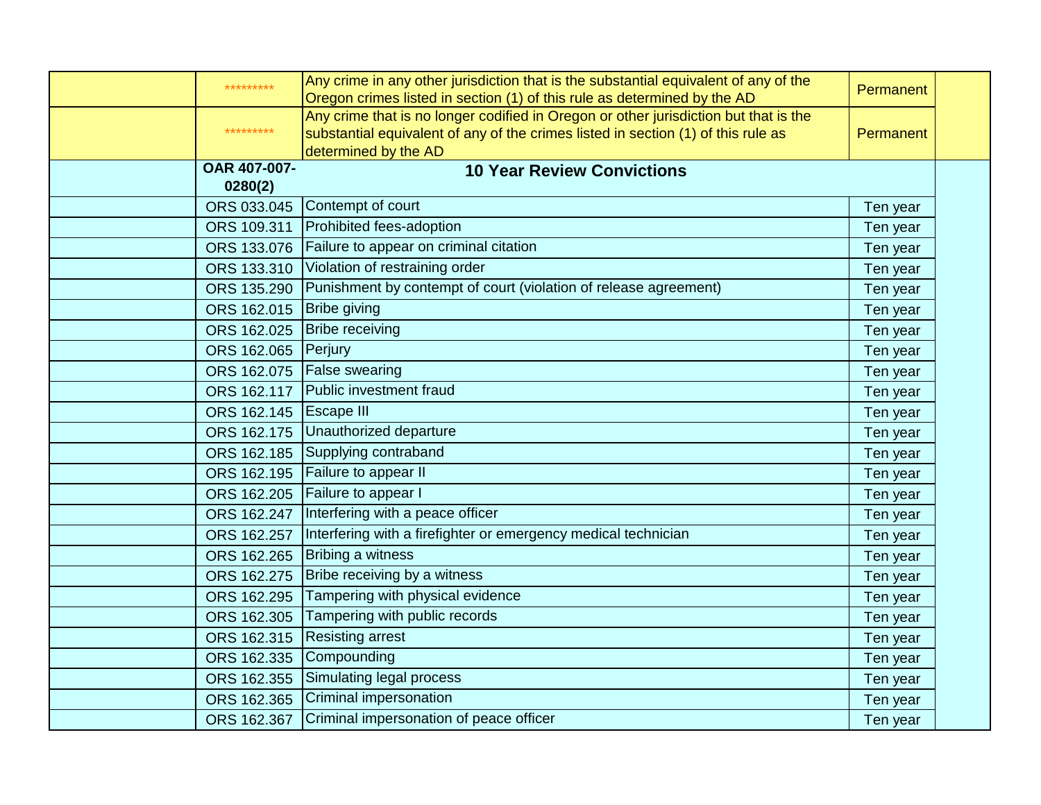| | | | | |
|---|---|---|---|---|
| | ********* | Any crime in any other jurisdiction that is the substantial equivalent of any of the Oregon crimes listed in section (1) of this rule as determined by the AD | Permanent | |
| | ********* | Any crime that is no longer codified in Oregon or other jurisdiction but that is the substantial equivalent of any of the crimes listed in section (1) of this rule as determined by the AD | Permanent | |
| | **OAR 407-007-0280(2)** | **10 Year Review Convictions** | | |
| | ORS 033.045 | Contempt of court | Ten year | |
| | ORS 109.311 | Prohibited fees-adoption | Ten year | |
| | ORS 133.076 | Failure to appear on criminal citation | Ten year | |
| | ORS 133.310 | Violation of restraining order | Ten year | |
| | ORS 135.290 | Punishment by contempt of court (violation of release agreement) | Ten year | |
| | ORS 162.015 | Bribe giving | Ten year | |
| | ORS 162.025 | Bribe receiving | Ten year | |
| | ORS 162.065 | Perjury | Ten year | |
| | ORS 162.075 | False swearing | Ten year | |
| | ORS 162.117 | Public investment fraud | Ten year | |
| | ORS 162.145 | Escape III | Ten year | |
| | ORS 162.175 | Unauthorized departure | Ten year | |
| | ORS 162.185 | Supplying contraband | Ten year | |
| | ORS 162.195 | Failure to appear II | Ten year | |
| | ORS 162.205 | Failure to appear I | Ten year | |
| | ORS 162.247 | Interfering with a peace officer | Ten year | |
| | ORS 162.257 | Interfering with a firefighter or emergency medical technician | Ten year | |
| | ORS 162.265 | Bribing a witness | Ten year | |
| | ORS 162.275 | Bribe receiving by a witness | Ten year | |
| | ORS 162.295 | Tampering with physical evidence | Ten year | |
| | ORS 162.305 | Tampering with public records | Ten year | |
| | ORS 162.315 | Resisting arrest | Ten year | |
| | ORS 162.335 | Compounding | Ten year | |
| | ORS 162.355 | Simulating legal process | Ten year | |
| | ORS 162.365 | Criminal impersonation | Ten year | |
| | ORS 162.367 | Criminal impersonation of peace officer | Ten year | |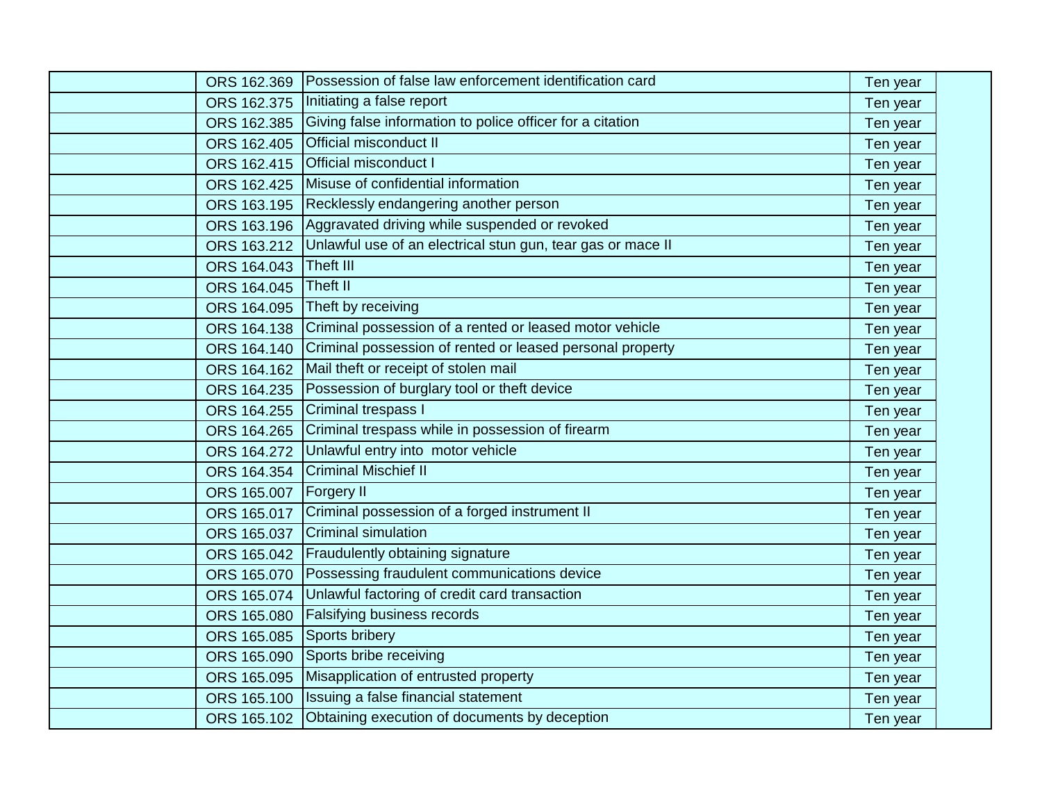| | | | | |
|---|---|---|---|---|
| | ORS 162.369 | Possession of false law enforcement identification card | Ten year | |
| | ORS 162.375 | Initiating a false report | Ten year | |
| | ORS 162.385 | Giving false information to police officer for a citation | Ten year | |
| | ORS 162.405 | Official misconduct II | Ten year | |
| | ORS 162.415 | Official misconduct I | Ten year | |
| | ORS 162.425 | Misuse of confidential information | Ten year | |
| | ORS 163.195 | Recklessly endangering another person | Ten year | |
| | ORS 163.196 | Aggravated driving while suspended or revoked | Ten year | |
| | ORS 163.212 | Unlawful use of an electrical stun gun, tear gas or mace II | Ten year | |
| | ORS 164.043 | Theft III | Ten year | |
| | ORS 164.045 | Theft II | Ten year | |
| | ORS 164.095 | Theft by receiving | Ten year | |
| | ORS 164.138 | Criminal possession of a rented or leased motor vehicle | Ten year | |
| | ORS 164.140 | Criminal possession of rented or leased personal property | Ten year | |
| | ORS 164.162 | Mail theft or receipt of stolen mail | Ten year | |
| | ORS 164.235 | Possession of burglary tool or theft device | Ten year | |
| | ORS 164.255 | Criminal trespass I | Ten year | |
| | ORS 164.265 | Criminal trespass while in possession of firearm | Ten year | |
| | ORS 164.272 | Unlawful entry into motor vehicle | Ten year | |
| | ORS 164.354 | Criminal Mischief II | Ten year | |
| | ORS 165.007 | Forgery II | Ten year | |
| | ORS 165.017 | Criminal possession of a forged instrument II | Ten year | |
| | ORS 165.037 | Criminal simulation | Ten year | |
| | ORS 165.042 | Fraudulently obtaining signature | Ten year | |
| | ORS 165.070 | Possessing fraudulent communications device | Ten year | |
| | ORS 165.074 | Unlawful factoring of credit card transaction | Ten year | |
| | ORS 165.080 | Falsifying business records | Ten year | |
| | ORS 165.085 | Sports bribery | Ten year | |
| | ORS 165.090 | Sports bribe receiving | Ten year | |
| | ORS 165.095 | Misapplication of entrusted property | Ten year | |
| | ORS 165.100 | Issuing a false financial statement | Ten year | |
| | ORS 165.102 | Obtaining execution of documents by deception | Ten year | |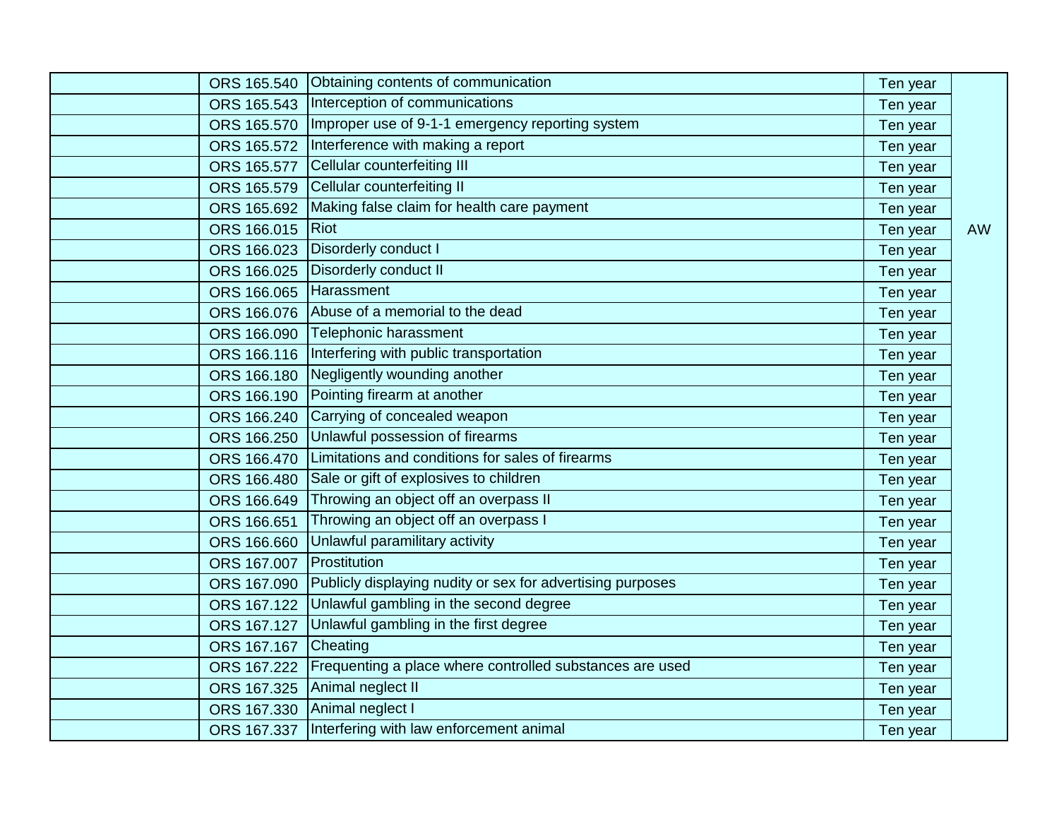| | | | | |
|---|---|---|---|---|
| | ORS 165.540 | Obtaining contents of communication | Ten year | AW |
| | ORS 165.543 | Interception of communications | Ten year | |
| | ORS 165.570 | Improper use of 9-1-1 emergency reporting system | Ten year | |
| | ORS 165.572 | Interference with making a report | Ten year | |
| | ORS 165.577 | Cellular counterfeiting III | Ten year | |
| | ORS 165.579 | Cellular counterfeiting II | Ten year | |
| | ORS 165.692 | Making false claim for health care payment | Ten year | |
| | ORS 166.015 | Riot | Ten year | |
| | ORS 166.023 | Disorderly conduct I | Ten year | |
| | ORS 166.025 | Disorderly conduct II | Ten year | |
| | ORS 166.065 | Harassment | Ten year | |
| | ORS 166.076 | Abuse of a memorial to the dead | Ten year | |
| | ORS 166.090 | Telephonic harassment | Ten year | |
| | ORS 166.116 | Interfering with public transportation | Ten year | |
| | ORS 166.180 | Negligently wounding another | Ten year | |
| | ORS 166.190 | Pointing firearm at another | Ten year | |
| | ORS 166.240 | Carrying of concealed weapon | Ten year | |
| | ORS 166.250 | Unlawful possession of firearms | Ten year | |
| | ORS 166.470 | Limitations and conditions for sales of firearms | Ten year | |
| | ORS 166.480 | Sale or gift of explosives to children | Ten year | |
| | ORS 166.649 | Throwing an object off an overpass II | Ten year | |
| | ORS 166.651 | Throwing an object off an overpass I | Ten year | |
| | ORS 166.660 | Unlawful paramilitary activity | Ten year | |
| | ORS 167.007 | Prostitution | Ten year | |
| | ORS 167.090 | Publicly displaying nudity or sex for advertising purposes | Ten year | |
| | ORS 167.122 | Unlawful gambling in the second degree | Ten year | |
| | ORS 167.127 | Unlawful gambling in the first degree | Ten year | |
| | ORS 167.167 | Cheating | Ten year | |
| | ORS 167.222 | Frequenting a place where controlled substances are used | Ten year | |
| | ORS 167.325 | Animal neglect II | Ten year | |
| | ORS 167.330 | Animal neglect I | Ten year | |
| | ORS 167.337 | Interfering with law enforcement animal | Ten year | |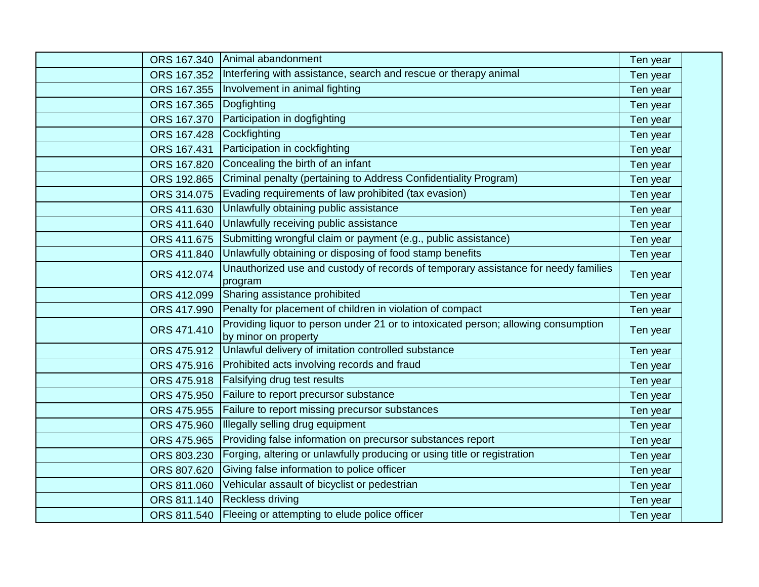| | | | | |
|---|---|---|---|---|
| | ORS 167.340 | Animal abandonment | Ten year | |
| | ORS 167.352 | Interfering with assistance, search and rescue or therapy animal | Ten year | |
| | ORS 167.355 | Involvement in animal fighting | Ten year | |
| | ORS 167.365 | Dogfighting | Ten year | |
| | ORS 167.370 | Participation in dogfighting | Ten year | |
| | ORS 167.428 | Cockfighting | Ten year | |
| | ORS 167.431 | Participation in cockfighting | Ten year | |
| | ORS 167.820 | Concealing the birth of an infant | Ten year | |
| | ORS 192.865 | Criminal penalty (pertaining to Address Confidentiality Program) | Ten year | |
| | ORS 314.075 | Evading requirements of law prohibited (tax evasion) | Ten year | |
| | ORS 411.630 | Unlawfully obtaining public assistance | Ten year | |
| | ORS 411.640 | Unlawfully receiving public assistance | Ten year | |
| | ORS 411.675 | Submitting wrongful claim or payment (e.g., public assistance) | Ten year | |
| | ORS 411.840 | Unlawfully obtaining or disposing of food stamp benefits | Ten year | |
| | ORS 412.074 | Unauthorized use and custody of records of temporary assistance for needy families program | Ten year | |
| | ORS 412.099 | Sharing assistance prohibited | Ten year | |
| | ORS 417.990 | Penalty for placement of children in violation of compact | Ten year | |
| | ORS 471.410 | Providing liquor to person under 21 or to intoxicated person; allowing consumption by minor on property | Ten year | |
| | ORS 475.912 | Unlawful delivery of imitation controlled substance | Ten year | |
| | ORS 475.916 | Prohibited acts involving records and fraud | Ten year | |
| | ORS 475.918 | Falsifying drug test results | Ten year | |
| | ORS 475.950 | Failure to report precursor substance | Ten year | |
| | ORS 475.955 | Failure to report missing precursor substances | Ten year | |
| | ORS 475.960 | Illegally selling drug equipment | Ten year | |
| | ORS 475.965 | Providing false information on precursor substances report | Ten year | |
| | ORS 803.230 | Forging, altering or unlawfully producing or using title or registration | Ten year | |
| | ORS 807.620 | Giving false information to police officer | Ten year | |
| | ORS 811.060 | Vehicular assault of bicyclist or pedestrian | Ten year | |
| | ORS 811.140 | Reckless driving | Ten year | |
| | ORS 811.540 | Fleeing or attempting to elude police officer | Ten year | |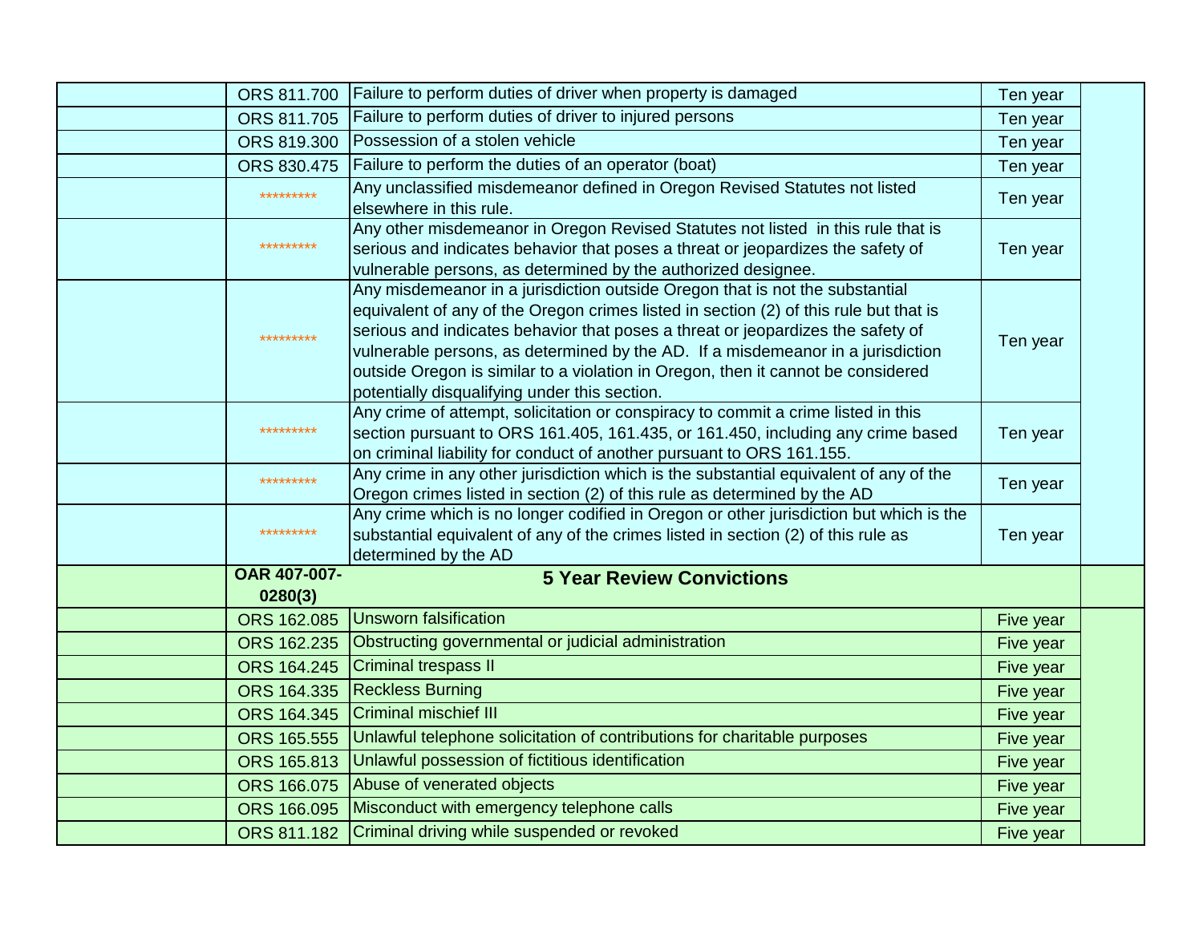| | | | | |
|---|---|---|---|---|
| | ORS 811.700 | Failure to perform duties of driver when property is damaged | Ten year | |
| | ORS 811.705 | Failure to perform duties of driver to injured persons | Ten year | |
| | ORS 819.300 | Possession of a stolen vehicle | Ten year | |
| | ORS 830.475 | Failure to perform the duties of an operator (boat) | Ten year | |
| | ********* | Any unclassified misdemeanor defined in Oregon Revised Statutes not listed elsewhere in this rule. | Ten year | |
| | ********* | Any other misdemeanor in Oregon Revised Statutes not listed in this rule that is serious and indicates behavior that poses a threat or jeopardizes the safety of vulnerable persons, as determined by the authorized designee. | Ten year | |
| | ********* | Any misdemeanor in a jurisdiction outside Oregon that is not the substantial equivalent of any of the Oregon crimes listed in section (2) of this rule but that is serious and indicates behavior that poses a threat or jeopardizes the safety of vulnerable persons, as determined by the AD. If a misdemeanor in a jurisdiction outside Oregon is similar to a violation in Oregon, then it cannot be considered potentially disqualifying under this section. | Ten year | |
| | ********* | Any crime of attempt, solicitation or conspiracy to commit a crime listed in this section pursuant to ORS 161.405, 161.435, or 161.450, including any crime based on criminal liability for conduct of another pursuant to ORS 161.155. | Ten year | |
| | ********* | Any crime in any other jurisdiction which is the substantial equivalent of any of the Oregon crimes listed in section (2) of this rule as determined by the AD | Ten year | |
| | ********* | Any crime which is no longer codified in Oregon or other jurisdiction but which is the substantial equivalent of any of the crimes listed in section (2) of this rule as determined by the AD | Ten year | |
| | **OAR 407-007-0280(3)** | **5 Year Review Convictions** | | |
| | ORS 162.085 | Unsworn falsification | Five year | |
| | ORS 162.235 | Obstructing governmental or judicial administration | Five year | |
| | ORS 164.245 | Criminal trespass II | Five year | |
| | ORS 164.335 | Reckless Burning | Five year | |
| | ORS 164.345 | Criminal mischief III | Five year | |
| | ORS 165.555 | Unlawful telephone solicitation of contributions for charitable purposes | Five year | |
| | ORS 165.813 | Unlawful possession of fictitious identification | Five year | |
| | ORS 166.075 | Abuse of venerated objects | Five year | |
| | ORS 166.095 | Misconduct with emergency telephone calls | Five year | |
| | ORS 811.182 | Criminal driving while suspended or revoked | Five year | |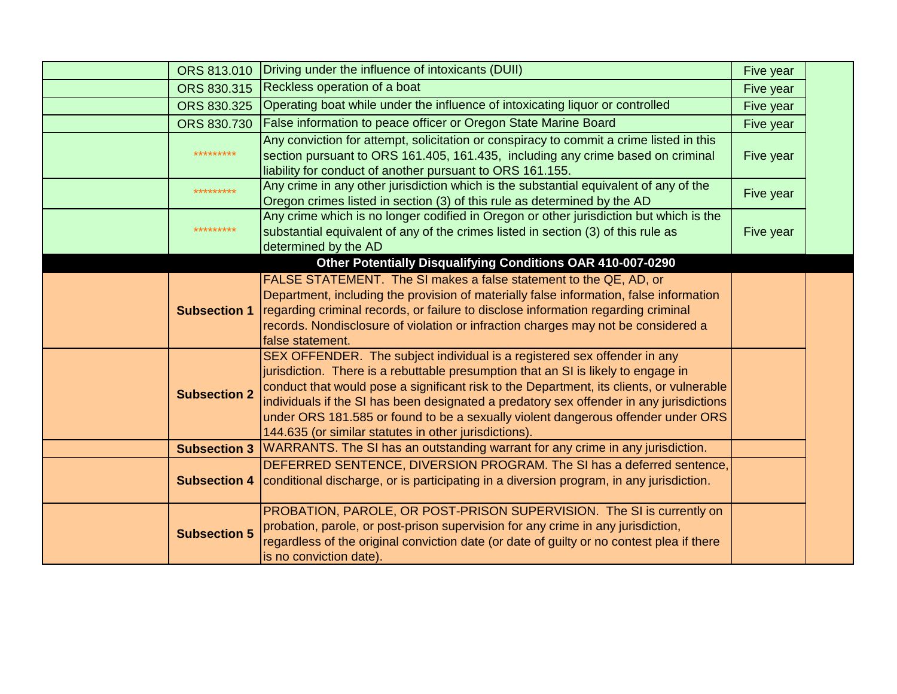|  |  |  |  |  |
|---|---|---|---|---|
|  | ORS 813.010 | Driving under the influence of intoxicants (DUII) | Five year |  |
|  | ORS 830.315 | Reckless operation of a boat | Five year |  |
|  | ORS 830.325 | Operating boat while under the influence of intoxicating liquor or controlled | Five year |  |
|  | ORS 830.730 | False information to peace officer or Oregon State Marine Board | Five year |  |
|  | ********* | Any conviction for attempt, solicitation or conspiracy to commit a crime listed in this section pursuant to ORS 161.405, 161.435, including any crime based on criminal liability for conduct of another pursuant to ORS 161.155. | Five year |  |
|  | ********* | Any crime in any other jurisdiction which is the substantial equivalent of any of the Oregon crimes listed in section (3) of this rule as determined by the AD | Five year |  |
|  | ********* | Any crime which is no longer codified in Oregon or other jurisdiction but which is the substantial equivalent of any of the crimes listed in section (3) of this rule as determined by the AD | Five year |  |
| **Other Potentially Disqualifying Conditions OAR 410-007-0290** |  |  |  |  |
|  | **Subsection 1** | FALSE STATEMENT. The SI makes a false statement to the QE, AD, or Department, including the provision of materially false information, false information regarding criminal records, or failure to disclose information regarding criminal records. Nondisclosure of violation or infraction charges may not be considered a false statement. |  |  |
|  | **Subsection 2** | SEX OFFENDER. The subject individual is a registered sex offender in any jurisdiction. There is a rebuttable presumption that an SI is likely to engage in conduct that would pose a significant risk to the Department, its clients, or vulnerable individuals if the SI has been designated a predatory sex offender in any jurisdictions under ORS 181.585 or found to be a sexually violent dangerous offender under ORS 144.635 (or similar statutes in other jurisdictions). |  |  |
|  | **Subsection 3** | WARRANTS. The SI has an outstanding warrant for any crime in any jurisdiction. |  |  |
|  | **Subsection 4** | DEFERRED SENTENCE, DIVERSION PROGRAM. The SI has a deferred sentence, conditional discharge, or is participating in a diversion program, in any jurisdiction. |  |  |
|  | **Subsection 5** | PROBATION, PAROLE, OR POST-PRISON SUPERVISION. The SI is currently on probation, parole, or post-prison supervision for any crime in any jurisdiction, regardless of the original conviction date (or date of guilty or no contest plea if there is no conviction date). |  |  |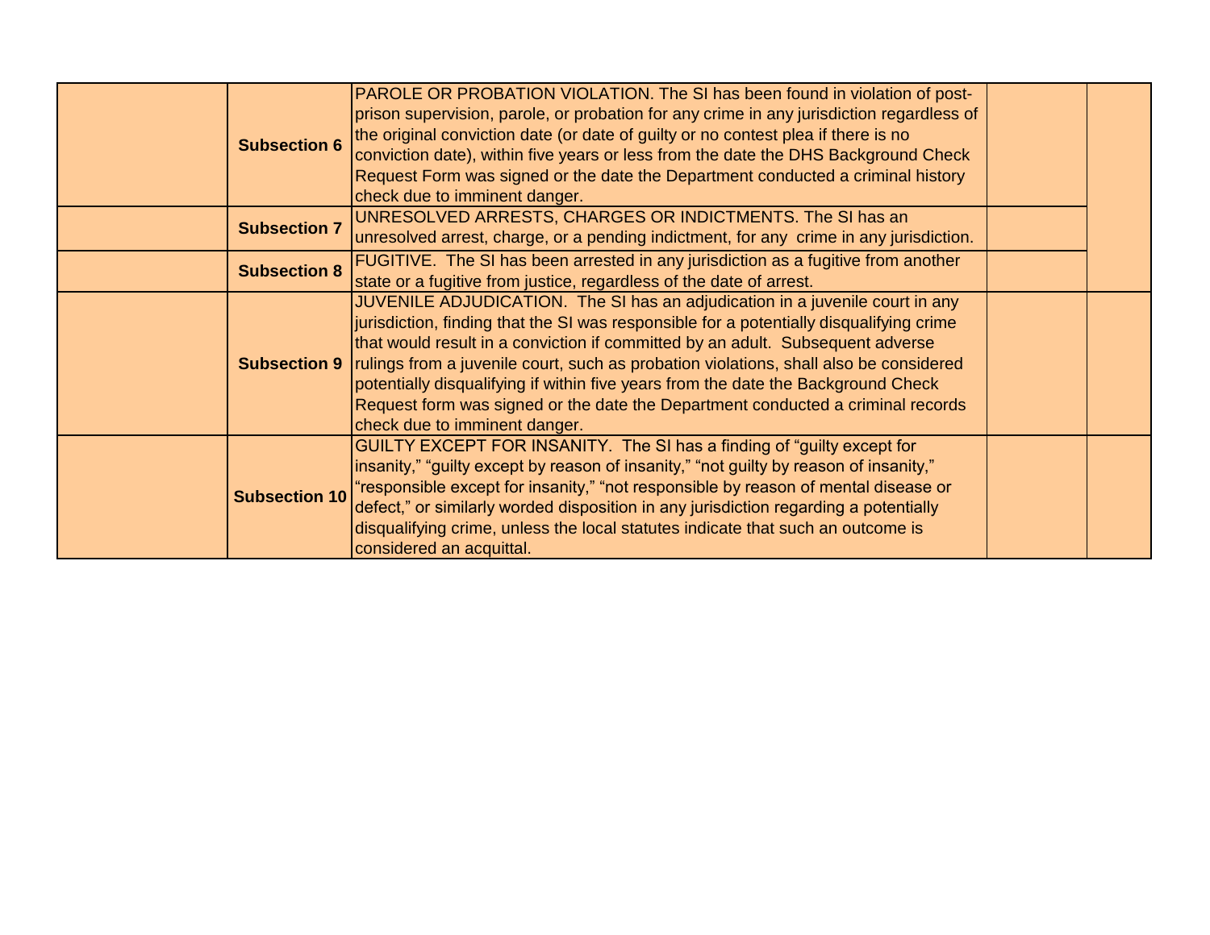| | | | | |
|---|---|---|---|---|
| | **Subsection 6** | PAROLE OR PROBATION VIOLATION. The SI has been found in violation of post-prison supervision, parole, or probation for any crime in any jurisdiction regardless of the original conviction date (or date of guilty or no contest plea if there is no conviction date), within five years or less from the date the DHS Background Check Request Form was signed or the date the Department conducted a criminal history check due to imminent danger. | | |
| | **Subsection 7** | UNRESOLVED ARRESTS, CHARGES OR INDICTMENTS. The SI has an unresolved arrest, charge, or a pending indictment, for any crime in any jurisdiction. | | |
| | **Subsection 8** | FUGITIVE. The SI has been arrested in any jurisdiction as a fugitive from another state or a fugitive from justice, regardless of the date of arrest. | | |
| | **Subsection 9** | JUVENILE ADJUDICATION. The SI has an adjudication in a juvenile court in any jurisdiction, finding that the SI was responsible for a potentially disqualifying crime that would result in a conviction if committed by an adult. Subsequent adverse rulings from a juvenile court, such as probation violations, shall also be considered potentially disqualifying if within five years from the date the Background Check Request form was signed or the date the Department conducted a criminal records check due to imminent danger. | | |
| | **Subsection 10** | GUILTY EXCEPT FOR INSANITY. The SI has a finding of "guilty except for insanity," "guilty except by reason of insanity," "not guilty by reason of insanity," "responsible except for insanity," "not responsible by reason of mental disease or defect," or similarly worded disposition in any jurisdiction regarding a potentially disqualifying crime, unless the local statutes indicate that such an outcome is considered an acquittal. | | |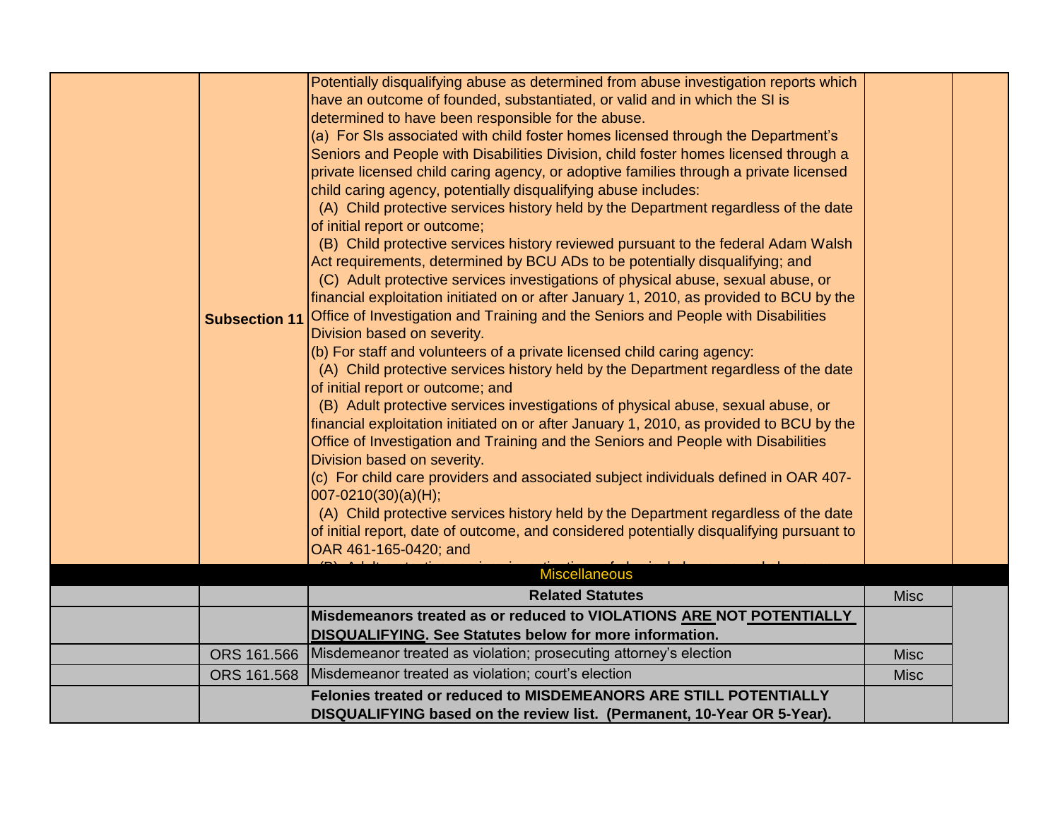| | | | | |
|---|---|---|---|---|
| | **Subsection 11** | Potentially disqualifying abuse as determined from abuse investigation reports which have an outcome of founded, substantiated, or valid and in which the SI is determined to have been responsible for the abuse.<br>(a) For SIs associated with child foster homes licensed through the Department's Seniors and People with Disabilities Division, child foster homes licensed through a private licensed child caring agency, or adoptive families through a private licensed child caring agency, potentially disqualifying abuse includes:<br>(A) Child protective services history held by the Department regardless of the date of initial report or outcome;<br>(B) Child protective services history reviewed pursuant to the federal Adam Walsh Act requirements, determined by BCU ADs to be potentially disqualifying; and<br>(C) Adult protective services investigations of physical abuse, sexual abuse, or financial exploitation initiated on or after January 1, 2010, as provided to BCU by the Office of Investigation and Training and the Seniors and People with Disabilities Division based on severity.<br>(b) For staff and volunteers of a private licensed child caring agency:<br>(A) Child protective services history held by the Department regardless of the date of initial report or outcome; and<br>(B) Adult protective services investigations of physical abuse, sexual abuse, or financial exploitation initiated on or after January 1, 2010, as provided to BCU by the Office of Investigation and Training and the Seniors and People with Disabilities Division based on severity.<br>(c) For child care providers and associated subject individuals defined in OAR 407-007-0210(30)(a)(H);<br>(A) Child protective services history held by the Department regardless of the date of initial report, date of outcome, and considered potentially disqualifying pursuant to OAR 461-165-0420; and | | |
| **Miscellaneous** | | | | |
| | | **Related Statutes** | Misc | |
| | | **Misdemeanors treated as or reduced to VIOLATIONS ARE NOT POTENTIALLY DISQUALIFYING. See Statutes below for more information.** | | |
| | ORS 161.566 | Misdemeanor treated as violation; prosecuting attorney's election | Misc | |
| | ORS 161.568 | Misdemeanor treated as violation; court's election | Misc | |
| | **Felonies treated or reduced to MISDEMEANORS ARE STILL POTENTIALLY DISQUALIFYING based on the review list. (Permanent, 10-Year OR 5-Year).** | | | |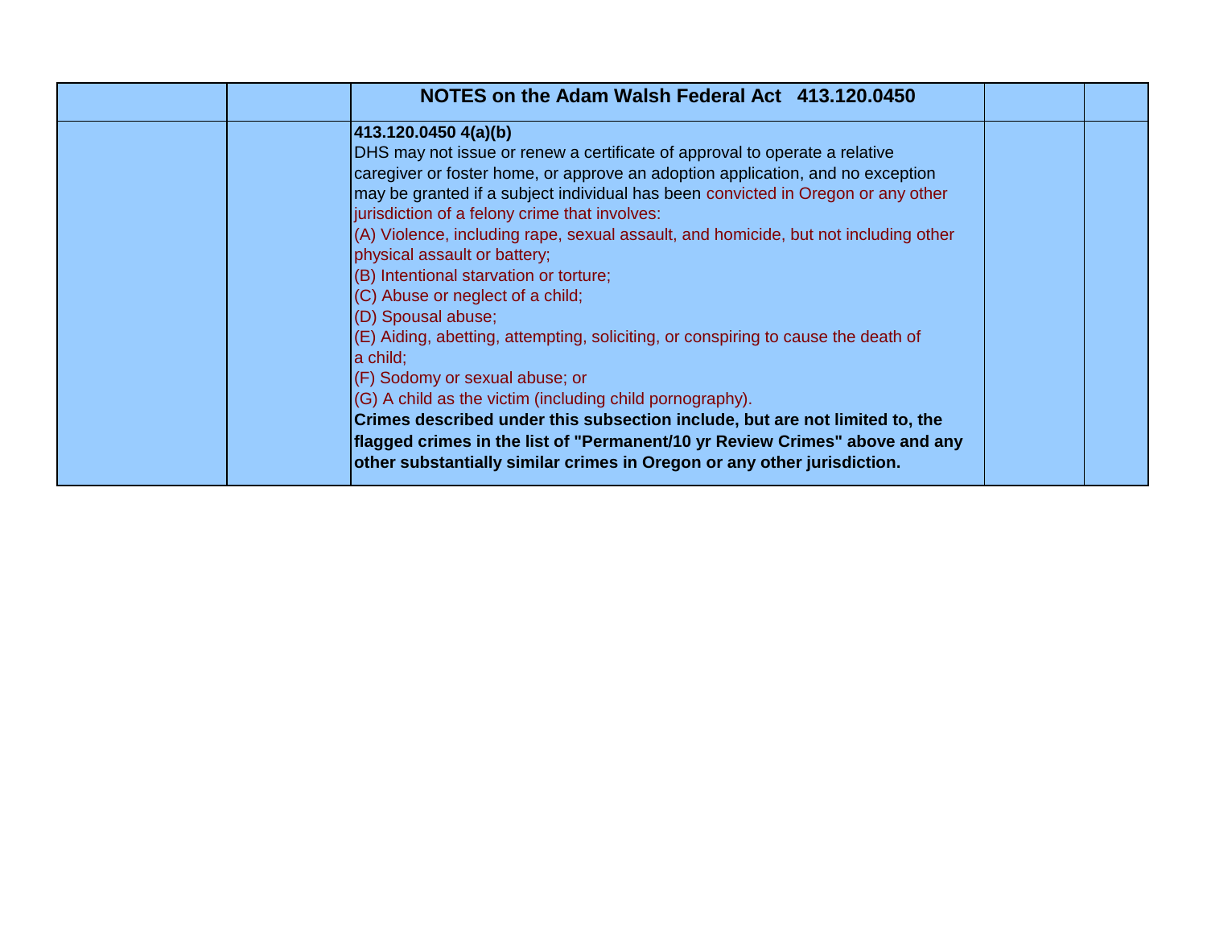| | | NOTES on the Adam Walsh Federal Act 413.120.0450 | | |
|---|---|---|---|---|
| | | **413.120.0450 4(a)(b)**<br>DHS may not issue or renew a certificate of approval to operate a relative caregiver or foster home, or approve an adoption application, and no exception may be granted if a subject individual has been convicted in Oregon or any other jurisdiction of a felony crime that involves:<br>(A) Violence, including rape, sexual assault, and homicide, but not including other physical assault or battery;<br>(B) Intentional starvation or torture;<br>(C) Abuse or neglect of a child;<br>(D) Spousal abuse;<br>(E) Aiding, abetting, attempting, soliciting, or conspiring to cause the death of a child;<br>(F) Sodomy or sexual abuse; or<br>(G) A child as the victim (including child pornography).<br>**Crimes described under this subsection include, but are not limited to, the flagged crimes in the list of "Permanent/10 yr Review Crimes" above and any other substantially similar crimes in Oregon or any other jurisdiction.** | | |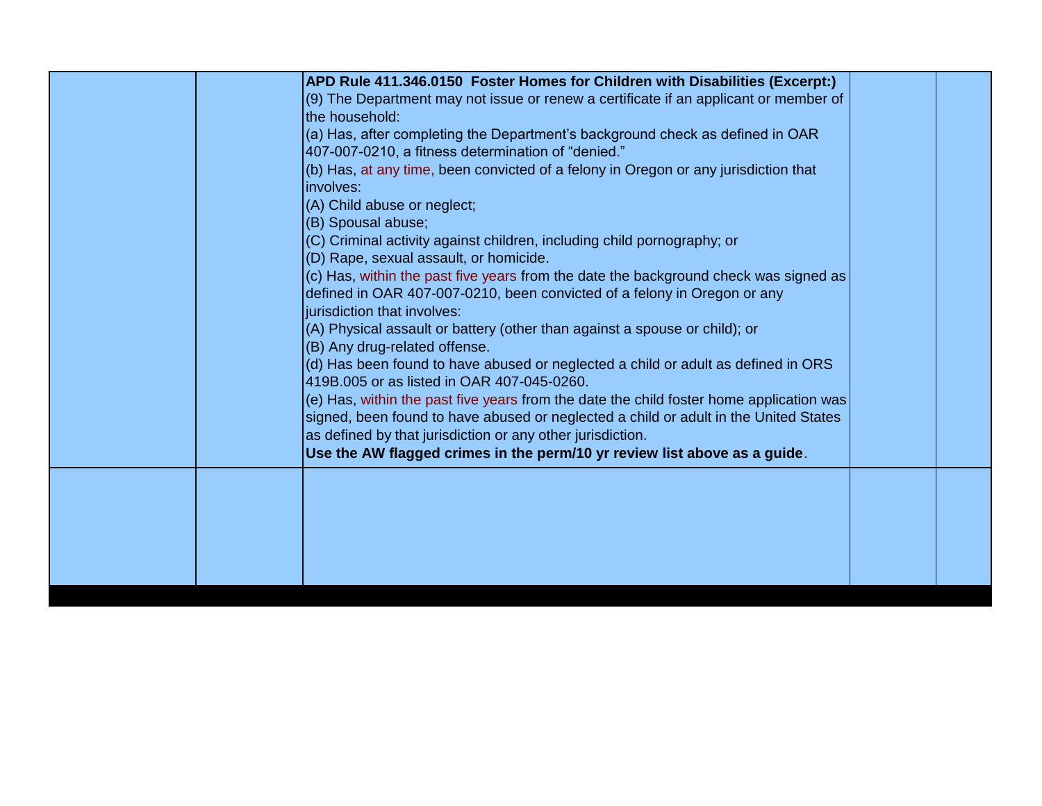| | | | | |
|---|---|---|---|---|
| | | **APD Rule 411.346.0150 Foster Homes for Children with Disabilities (Excerpt:)**<br>(9) The Department may not issue or renew a certificate if an applicant or member of the household:<br>(a) Has, after completing the Department's background check as defined in OAR 407-007-0210, a fitness determination of "denied."<br>(b) Has, at any time, been convicted of a felony in Oregon or any jurisdiction that involves:<br>(A) Child abuse or neglect;<br>(B) Spousal abuse;<br>(C) Criminal activity against children, including child pornography; or<br>(D) Rape, sexual assault, or homicide.<br>(c) Has, within the past five years from the date the background check was signed as defined in OAR 407-007-0210, been convicted of a felony in Oregon or any jurisdiction that involves:<br>(A) Physical assault or battery (other than against a spouse or child); or<br>(B) Any drug-related offense.<br>(d) Has been found to have abused or neglected a child or adult as defined in ORS 419B.005 or as listed in OAR 407-045-0260.<br>(e) Has, within the past five years from the date the child foster home application was signed, been found to have abused or neglected a child or adult in the United States as defined by that jurisdiction or any other jurisdiction.<br>**Use the AW flagged crimes in the perm/10 yr review list above as a guide**. | | |
| | | | | |